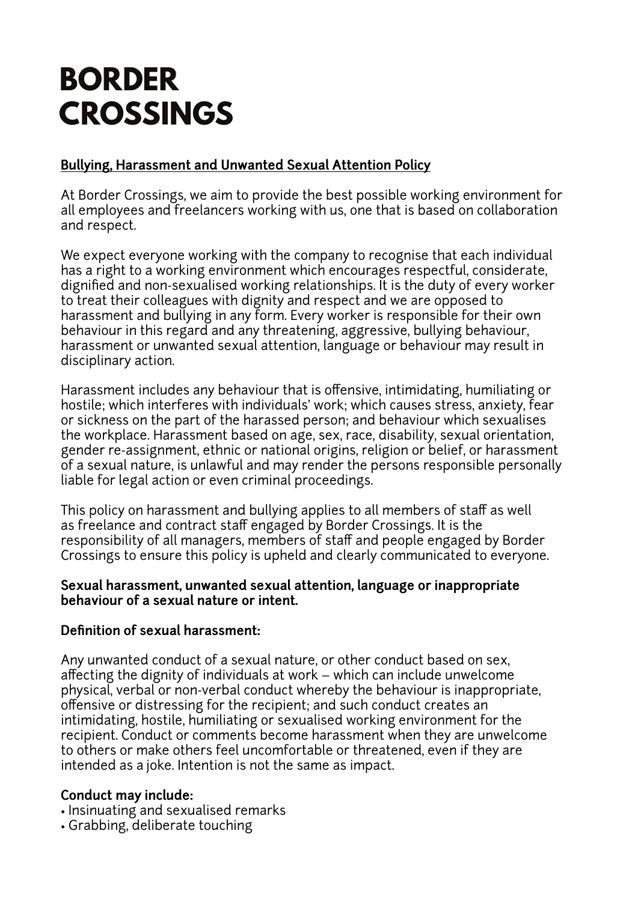# BORDER CROSSINGS

**Bullying, Harassment and Unwanted Sexual Attention Policy**

At Border Crossings, we aim to provide the best possible working environment for all employees and freelancers working with us, one that is based on collaboration and respect.

We expect everyone working with the company to recognise that each individual has a right to a working environment which encourages respectful, considerate, dignified and non-sexualised working relationships. It is the duty of every worker to treat their colleagues with dignity and respect and we are opposed to harassment and bullying in any form. Every worker is responsible for their own behaviour in this regard and any threatening, aggressive, bullying behaviour, harassment or unwanted sexual attention, language or behaviour may result in disciplinary action.

Harassment includes any behaviour that is offensive, intimidating, humiliating or hostile; which interferes with individuals' work; which causes stress, anxiety, fear or sickness on the part of the harassed person; and behaviour which sexualises the workplace. Harassment based on age, sex, race, disability, sexual orientation, gender re-assignment, ethnic or national origins, religion or belief, or harassment of a sexual nature, is unlawful and may render the persons responsible personally liable for legal action or even criminal proceedings.

This policy on harassment and bullying applies to all members of staff as well as freelance and contract staff engaged by Border Crossings. It is the responsibility of all managers, members of staff and people engaged by Border Crossings to ensure this policy is upheld and clearly communicated to everyone.

**Sexual harassment, unwanted sexual attention, language or inappropriate behaviour of a sexual nature or intent.**

**Definition of sexual harassment:**

Any unwanted conduct of a sexual nature, or other conduct based on sex, affecting the dignity of individuals at work – which can include unwelcome physical, verbal or non-verbal conduct whereby the behaviour is inappropriate, offensive or distressing for the recipient; and such conduct creates an intimidating, hostile, humiliating or sexualised working environment for the recipient. Conduct or comments become harassment when they are unwelcome to others or make others feel uncomfortable or threatened, even if they are intended as a joke. Intention is not the same as impact.

**Conduct may include:**

- Insinuating and sexualised remarks
- Grabbing, deliberate touching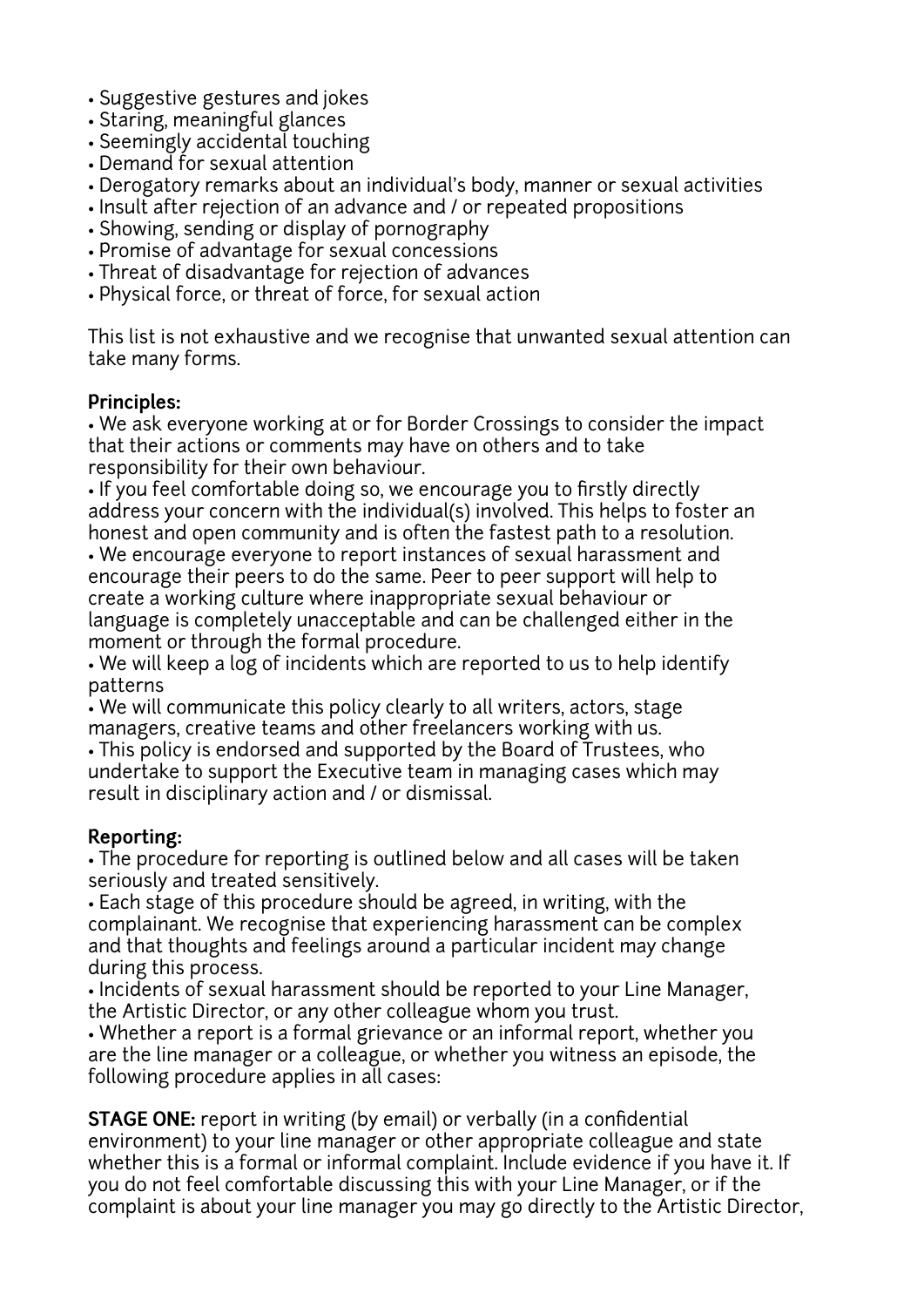- Suggestive gestures and jokes
- Staring, meaningful glances
- Seemingly accidental touching
- Demand for sexual attention
- Derogatory remarks about an individual's body, manner or sexual activities
- Insult after rejection of an advance and / or repeated propositions
- Showing, sending or display of pornography
- Promise of advantage for sexual concessions
- Threat of disadvantage for rejection of advances
- Physical force, or threat of force, for sexual action

This list is not exhaustive and we recognise that unwanted sexual attention can take many forms.

**Principles:**

- We ask everyone working at or for Border Crossings to consider the impact that their actions or comments may have on others and to take responsibility for their own behaviour.
- If you feel comfortable doing so, we encourage you to firstly directly address your concern with the individual(s) involved. This helps to foster an honest and open community and is often the fastest path to a resolution.
- We encourage everyone to report instances of sexual harassment and encourage their peers to do the same. Peer to peer support will help to create a working culture where inappropriate sexual behaviour or language is completely unacceptable and can be challenged either in the moment or through the formal procedure.
- We will keep a log of incidents which are reported to us to help identify patterns
- We will communicate this policy clearly to all writers, actors, stage managers, creative teams and other freelancers working with us.
- This policy is endorsed and supported by the Board of Trustees, who undertake to support the Executive team in managing cases which may result in disciplinary action and / or dismissal.

**Reporting:**

- The procedure for reporting is outlined below and all cases will be taken seriously and treated sensitively.
- Each stage of this procedure should be agreed, in writing, with the complainant. We recognise that experiencing harassment can be complex and that thoughts and feelings around a particular incident may change during this process.
- Incidents of sexual harassment should be reported to your Line Manager, the Artistic Director, or any other colleague whom you trust.
- Whether a report is a formal grievance or an informal report, whether you are the line manager or a colleague, or whether you witness an episode, the following procedure applies in all cases:

**STAGE ONE:** report in writing (by email) or verbally (in a confidential environment) to your line manager or other appropriate colleague and state whether this is a formal or informal complaint. Include evidence if you have it. If you do not feel comfortable discussing this with your Line Manager, or if the complaint is about your line manager you may go directly to the Artistic Director,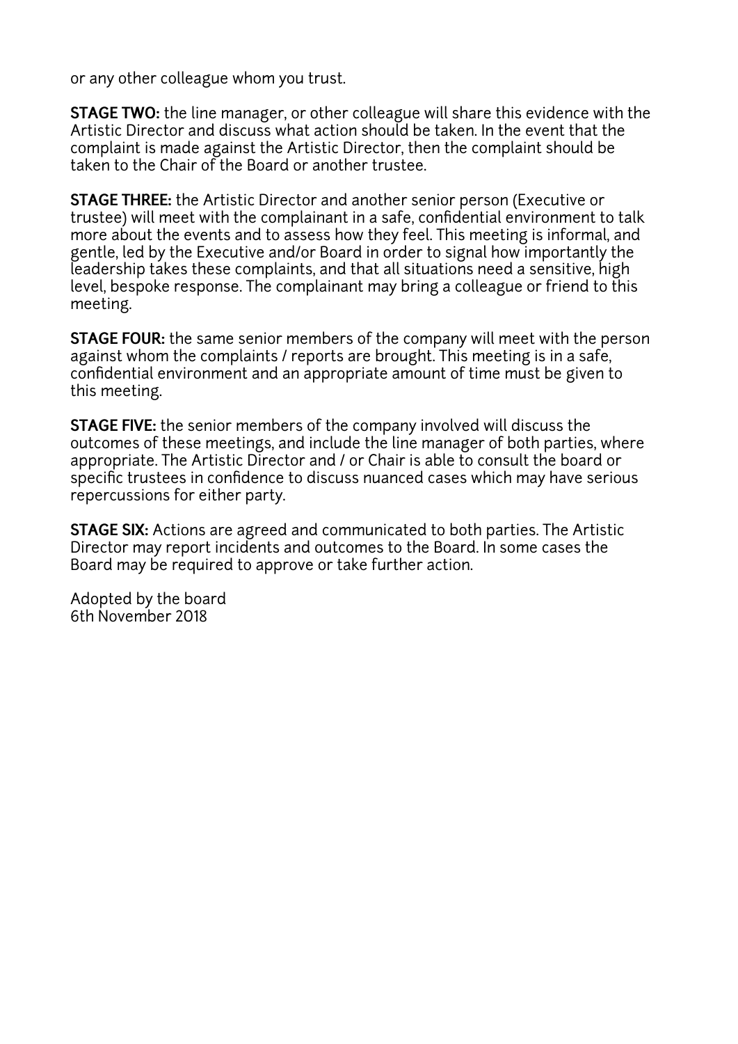or any other colleague whom you trust.

**STAGE TWO:** the line manager, or other colleague will share this evidence with the Artistic Director and discuss what action should be taken. In the event that the complaint is made against the Artistic Director, then the complaint should be taken to the Chair of the Board or another trustee.

**STAGE THREE:** the Artistic Director and another senior person (Executive or trustee) will meet with the complainant in a safe, confidential environment to talk more about the events and to assess how they feel. This meeting is informal, and gentle, led by the Executive and/or Board in order to signal how importantly the leadership takes these complaints, and that all situations need a sensitive, high level, bespoke response. The complainant may bring a colleague or friend to this meeting.

**STAGE FOUR:** the same senior members of the company will meet with the person against whom the complaints / reports are brought. This meeting is in a safe, confidential environment and an appropriate amount of time must be given to this meeting.

**STAGE FIVE:** the senior members of the company involved will discuss the outcomes of these meetings, and include the line manager of both parties, where appropriate. The Artistic Director and / or Chair is able to consult the board or specific trustees in confidence to discuss nuanced cases which may have serious repercussions for either party.

**STAGE SIX:** Actions are agreed and communicated to both parties. The Artistic Director may report incidents and outcomes to the Board. In some cases the Board may be required to approve or take further action.

Adopted by the board
6th November 2018